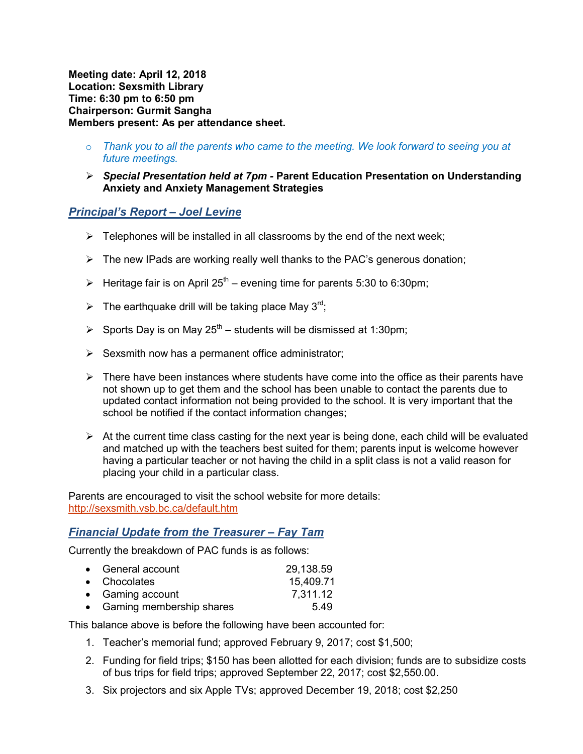**Meeting date: April 12, 2018**
**Location: Sexsmith Library**
**Time: 6:30 pm to 6:50 pm**
**Chairperson: Gurmit Sangha**
**Members present: As per attendance sheet.**

- *Thank you to all the parents who came to the meeting. We look forward to seeing you at future meetings.*
- ***Special Presentation held at 7pm -* Parent Education Presentation on Understanding Anxiety and Anxiety Management Strategies**

## *Principal's Report – Joel Levine*

- Telephones will be installed in all classrooms by the end of the next week;
- The new IPads are working really well thanks to the PAC's generous donation;
- Heritage fair is on April 25th – evening time for parents 5:30 to 6:30pm;
- The earthquake drill will be taking place May 3rd;
- Sports Day is on May 25th – students will be dismissed at 1:30pm;
- Sexsmith now has a permanent office administrator;
- There have been instances where students have come into the office as their parents have not shown up to get them and the school has been unable to contact the parents due to updated contact information not being provided to the school. It is very important that the school be notified if the contact information changes;
- At the current time class casting for the next year is being done, each child will be evaluated and matched up with the teachers best suited for them; parents input is welcome however having a particular teacher or not having the child in a split class is not a valid reason for placing your child in a particular class.

Parents are encouraged to visit the school website for more details: http://sexsmith.vsb.bc.ca/default.htm

## *Financial Update from the Treasurer – Fay Tam*

Currently the breakdown of PAC funds is as follows:

- General account 29,138.59
- Chocolates 15,409.71
- Gaming account 7,311.12
- Gaming membership shares 5.49

This balance above is before the following have been accounted for:

1. Teacher's memorial fund; approved February 9, 2017; cost $1,500;
2. Funding for field trips; $150 has been allotted for each division; funds are to subsidize costs of bus trips for field trips; approved September 22, 2017; cost $2,550.00.
3. Six projectors and six Apple TVs; approved December 19, 2018; cost $2,250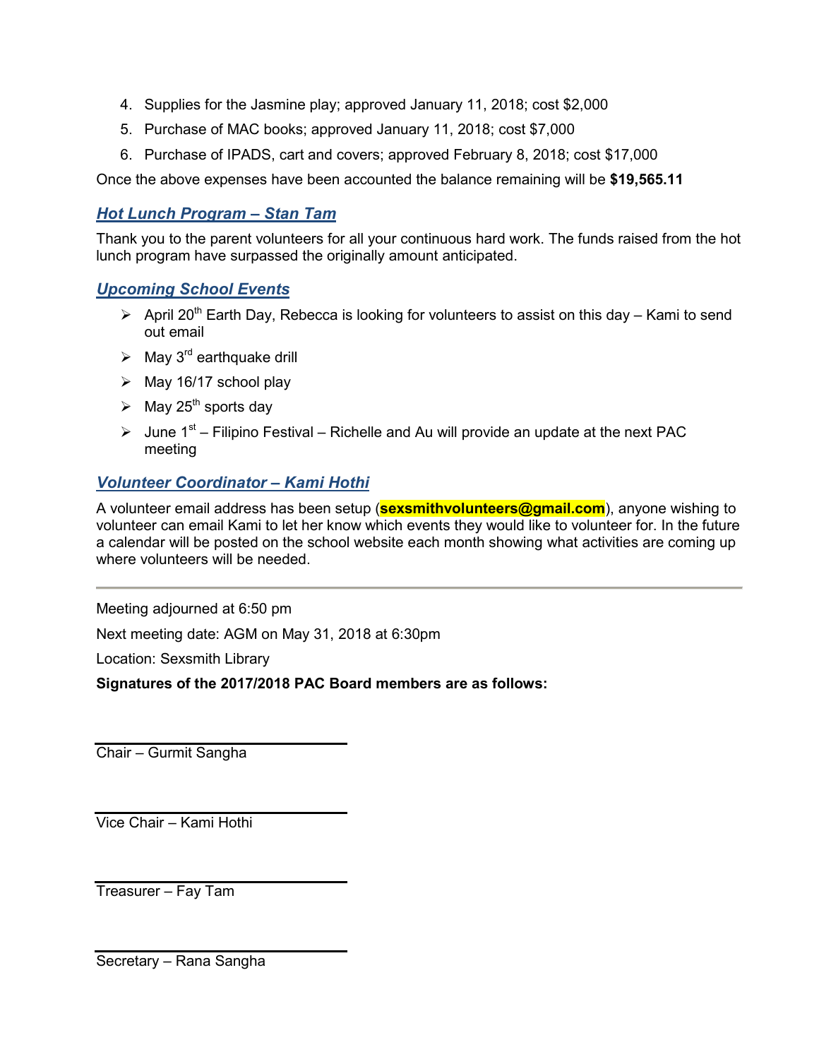4. Supplies for the Jasmine play; approved January 11, 2018; cost $2,000
5. Purchase of MAC books; approved January 11, 2018; cost $7,000
6. Purchase of IPADS, cart and covers; approved February 8, 2018; cost $17,000

Once the above expenses have been accounted the balance remaining will be **$19,565.11**

## ***Hot Lunch Program – Stan Tam***

Thank you to the parent volunteers for all your continuous hard work. The funds raised from the hot lunch program have surpassed the originally amount anticipated.

## ***Upcoming School Events***

- April 20th Earth Day, Rebecca is looking for volunteers to assist on this day – Kami to send out email
- May 3rd earthquake drill
- May 16/17 school play
- May 25th sports day
- June 1st – Filipino Festival – Richelle and Au will provide an update at the next PAC meeting

## ***Volunteer Coordinator – Kami Hothi***

A volunteer email address has been setup (**sexsmithvolunteers@gmail.com**), anyone wishing to volunteer can email Kami to let her know which events they would like to volunteer for. In the future a calendar will be posted on the school website each month showing what activities are coming up where volunteers will be needed.

---

Meeting adjourned at 6:50 pm

Next meeting date: AGM on May 31, 2018 at 6:30pm

Location: Sexsmith Library

**Signatures of the 2017/2018 PAC Board members are as follows:**

\_\_\_\_\_\_\_\_\_\_\_\_\_\_\_\_\_\_\_\_\_\_\_\_\_\_\_\_\_\_

Chair – Gurmit Sangha

\_\_\_\_\_\_\_\_\_\_\_\_\_\_\_\_\_\_\_\_\_\_\_\_\_\_\_\_\_\_

Vice Chair – Kami Hothi

\_\_\_\_\_\_\_\_\_\_\_\_\_\_\_\_\_\_\_\_\_\_\_\_\_\_\_\_\_\_

Treasurer – Fay Tam

\_\_\_\_\_\_\_\_\_\_\_\_\_\_\_\_\_\_\_\_\_\_\_\_\_\_\_\_\_\_

Secretary – Rana Sangha